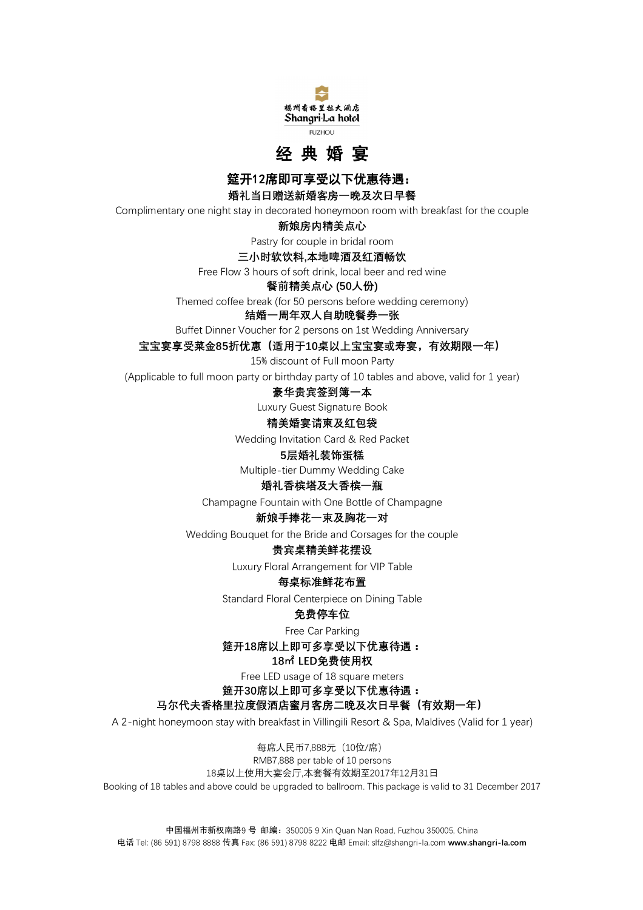福州香格里拉大酒店
Shangri-La hotel
FUZHOU

# 经 典 婚 宴

**筵开12席即可享受以下优惠待遇：**

**婚礼当日赠送新婚客房一晚及次日早餐**
Complimentary one night stay in decorated honeymoon room with breakfast for the couple

**新娘房内精美点心**
Pastry for couple in bridal room

**三小时软饮料,本地啤酒及红酒畅饮**
Free Flow 3 hours of soft drink, local beer and red wine

**餐前精美点心 (50人份)**
Themed coffee break (for 50 persons before wedding ceremony)

**结婚一周年双人自助晚餐券一张**
Buffet Dinner Voucher for 2 persons on 1st Wedding Anniversary

**宝宝宴享受菜金85折优惠（适用于10桌以上宝宝宴或寿宴，有效期限一年）**
15% discount of Full moon Party
(Applicable to full moon party or birthday party of 10 tables and above, valid for 1 year)

**豪华贵宾签到簿一本**
Luxury Guest Signature Book

**精美婚宴请柬及红包袋**
Wedding Invitation Card & Red Packet

**5层婚礼装饰蛋糕**
Multiple-tier Dummy Wedding Cake

**婚礼香槟塔及大香槟一瓶**
Champagne Fountain with One Bottle of Champagne

**新娘手捧花一束及胸花一对**
Wedding Bouquet for the Bride and Corsages for the couple

**贵宾桌精美鲜花摆设**
Luxury Floral Arrangement for VIP Table

**每桌标准鲜花布置**
Standard Floral Centerpiece on Dining Table

**免费停车位**
Free Car Parking

**筵开18席以上即可多享受以下优惠待遇：**

**18㎡ LED免费使用权**
Free LED usage of 18 square meters

**筵开30席以上即可多享受以下优惠待遇：**

**马尔代夫香格里拉度假酒店蜜月客房二晚及次日早餐（有效期一年）**
A 2-night honeymoon stay with breakfast in Villingili Resort & Spa, Maldives (Valid for 1 year)

每席人民币7,888元（10位/席）
RMB7,888 per table of 10 persons
18桌以上使用大宴会厅,本套餐有效期至2017年12月31日
Booking of 18 tables and above could be upgraded to ballroom. This package is valid to 31 December 2017

中国福州市新权南路9 号 邮编：350005 9 Xin Quan Nan Road, Fuzhou 350005, China
电话 Tel: (86 591) 8798 8888 传真 Fax: (86 591) 8798 8222 电邮 Email: slfz@shangri-la.com **www.shangri-la.com**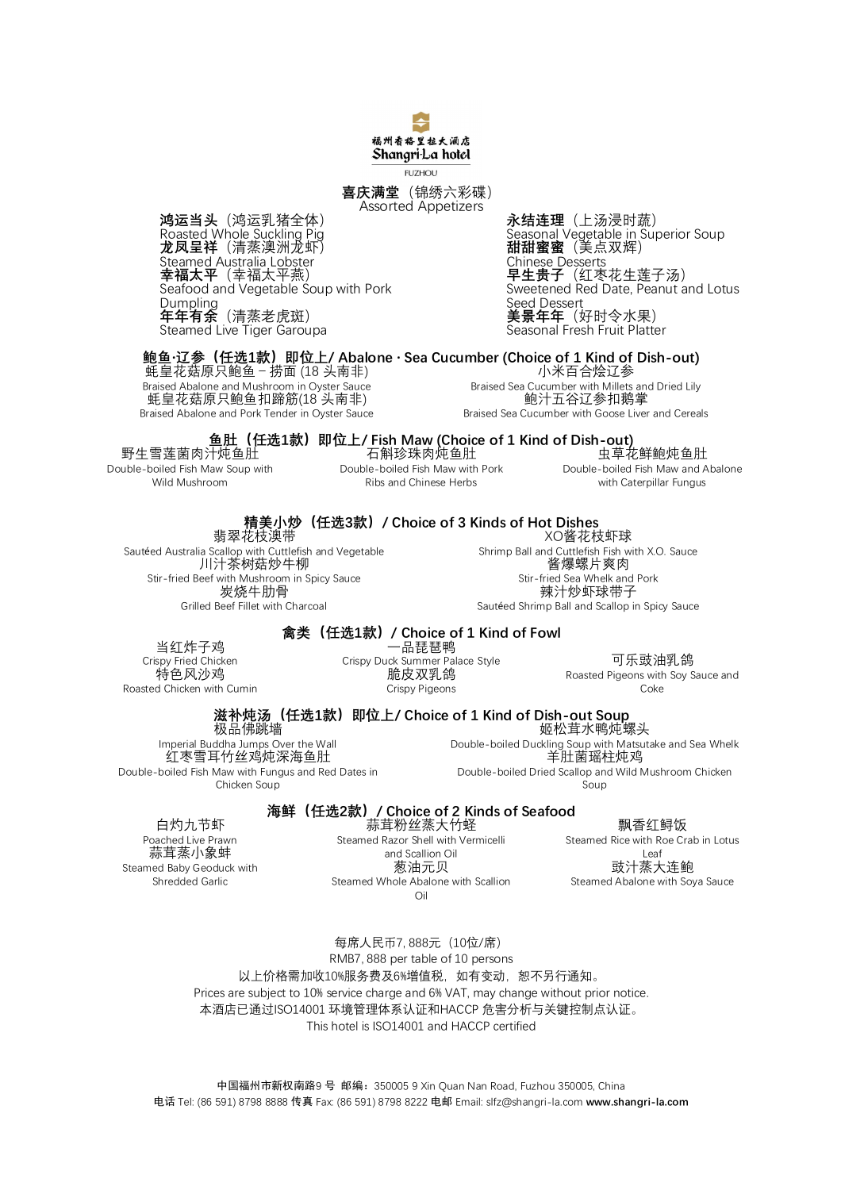福州香格里拉大酒店
Shangri-La hotel
FUZHOU

## 喜庆满堂（锦绣六彩碟）
Assorted Appetizers

**鸿运当头**（鸿运乳猪全体）
Roasted Whole Suckling Pig

**龙凤呈祥**（清蒸澳洲龙虾）
Steamed Australia Lobster

**幸福太平**（幸福太平燕）
Seafood and Vegetable Soup with Pork Dumpling

**年年有余**（清蒸老虎斑）
Steamed Live Tiger Garoupa

**永结连理**（上汤浸时蔬）
Seasonal Vegetable in Superior Soup

**甜甜蜜蜜**（美点双辉）
Chinese Desserts

**早生贵子**（红枣花生莲子汤）
Sweetened Red Date, Peanut and Lotus Seed Dessert

**美景年年**（好时令水果）
Seasonal Fresh Fruit Platter

## 鲍鱼·辽参（任选1款）即位上/ Abalone · Sea Cucumber (Choice of 1 Kind of Dish-out)

蚝皇花菇原只鲍鱼 – 捞面 (18 头南非)
Braised Abalone and Mushroom in Oyster Sauce

蚝皇花菇原只鲍鱼扣蹄筋(18 头南非)
Braised Abalone and Pork Tender in Oyster Sauce

小米百合烩辽参
Braised Sea Cucumber with Millets and Dried Lily

鲍汁五谷辽参扣鹅掌
Braised Sea Cucumber with Goose Liver and Cereals

## 鱼肚（任选1款）即位上/ Fish Maw (Choice of 1 Kind of Dish-out)

野生雪莲菌肉汁炖鱼肚
Double-boiled Fish Maw Soup with Wild Mushroom

石斛珍珠肉炖鱼肚
Double-boiled Fish Maw with Pork Ribs and Chinese Herbs

虫草花鲜鲍炖鱼肚
Double-boiled Fish Maw and Abalone with Caterpillar Fungus

## 精美小炒（任选3款）/ Choice of 3 Kinds of Hot Dishes

翡翠花枝澳带
Sautéed Australia Scallop with Cuttlefish and Vegetable

川汁茶树菇炒牛柳
Stir-fried Beef with Mushroom in Spicy Sauce

炭烧牛肋骨
Grilled Beef Fillet with Charcoal

XO酱花枝虾球
Shrimp Ball and Cuttlefish Fish with X.O. Sauce

酱爆螺片爽肉
Stir-fried Sea Whelk and Pork

辣汁炒虾球带子
Sautéed Shrimp Ball and Scallop in Spicy Sauce

## 禽类（任选1款）/ Choice of 1 Kind of Fowl

当红炸子鸡
Crispy Fried Chicken

特色风沙鸡
Roasted Chicken with Cumin

一品琵琶鸭
Crispy Duck Summer Palace Style

脆皮双乳鸽
Crispy Pigeons

可乐豉油乳鸽
Roasted Pigeons with Soy Sauce and Coke

## 滋补炖汤（任选1款）即位上/ Choice of 1 Kind of Dish-out Soup

极品佛跳墙
Imperial Buddha Jumps Over the Wall

红枣雪耳竹丝鸡炖深海鱼肚
Double-boiled Fish Maw with Fungus and Red Dates in Chicken Soup

姬松茸水鸭炖螺头
Double-boiled Duckling Soup with Matsutake and Sea Whelk

羊肚菌瑶柱炖鸡
Double-boiled Dried Scallop and Wild Mushroom Chicken Soup

## 海鲜（任选2款）/ Choice of 2 Kinds of Seafood

白灼九节虾
Poached Live Prawn

蒜茸蒸小象蚌
Steamed Baby Geoduck with Shredded Garlic

蒜茸粉丝蒸大竹蛏
Steamed Razor Shell with Vermicelli and Scallion Oil

葱油元贝
Steamed Whole Abalone with Scallion Oil

飘香红鲟饭
Steamed Rice with Roe Crab in Lotus Leaf

豉汁蒸大连鲍
Steamed Abalone with Soya Sauce

每席人民币7, 888元（10位/席）
RMB7, 888 per table of 10 persons

以上价格需加收10%服务费及6%增值税，如有变动，恕不另行通知。
Prices are subject to 10% service charge and 6% VAT, may change without prior notice.

本酒店已通过ISO14001 环境管理体系认证和HACCP 危害分析与关键控制点认证。
This hotel is ISO14001 and HACCP certified

中国福州市新权南路9 号 邮编：350005 9 Xin Quan Nan Road, Fuzhou 350005, China
电话 Tel: (86 591) 8798 8888 传真 Fax: (86 591) 8798 8222 电邮 Email: slfz@shangri-la.com **www.shangri-la.com**